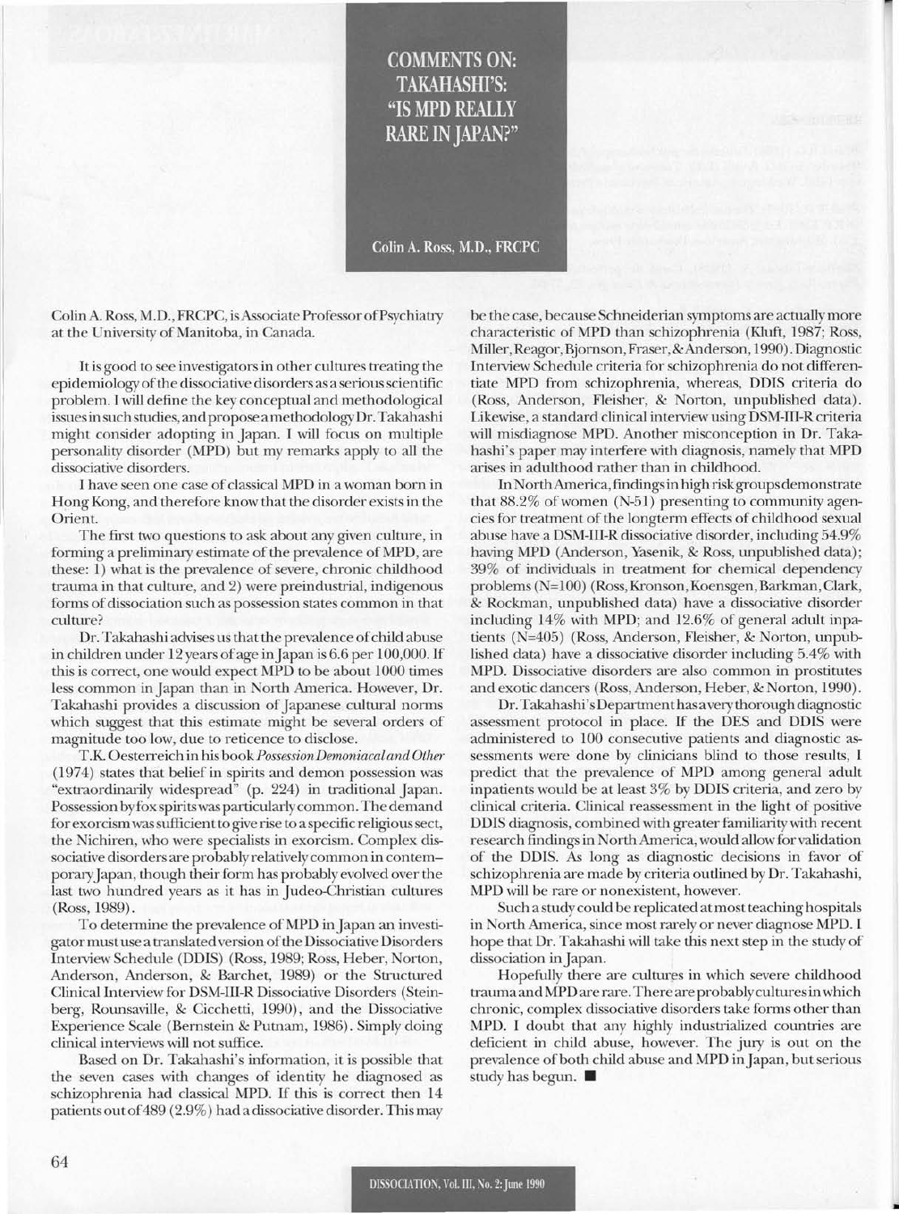# COMMENTS ON: TAKAHASHI'S: "IS MPD REALLY RARE IN JAPAN?"

**Colin A. Ross, M.D., FRCPC**

Colin A. Ross, M.D., FRCPC, is Associate Professor of Psychiatry at the University of Manitoba, in Canada.

It is good to see investigators in other cultures treating the epidemiology of the dissociative disorders as a serious scientific problem. I will define the key conceptual and methodological issues in such studies, and propose a methodology Dr. Takahashi might consider adopting in Japan. I will focus on multiple personality disorder (MPD) but my remarks apply to all the dissociative disorders.

I have seen one case of classical MPD in a woman born in Hong Kong, and therefore know that the disorder exists in the Orient.

The first two questions to ask about any given culture, in forming a preliminary estimate of the prevalence of MPD, are these: 1) what is the prevalence of severe, chronic childhood trauma in that culture, and 2) were preindustrial, indigenous forms of dissociation such as possession states common in that culture?

Dr. Takahashi advises us that the prevalence of child abuse in children under 12 years of age in Japan is 6.6 per 100,000. If this is correct, one would expect MPD to be about 1000 times less common in Japan than in North America. However, Dr. Takahashi provides a discussion of Japanese cultural norms which suggest that this estimate might be several orders of magnitude too low, due to reticence to disclose.

T.K. Oesterreich in his book *Possession Demoniacal and Other* (1974) states that belief in spirits and demon possession was "extraordinarily widespread" (p. 224) in traditional Japan. Possession by fox spirits was particularly common. The demand for exorcism was sufficient to give rise to a specific religious sect, the Nichiren, who were specialists in exorcism. Complex dissociative disorders are probably relatively common in contemporary Japan, though their form has probably evolved over the last two hundred years as it has in Judeo-Christian cultures (Ross, 1989).

To determine the prevalence of MPD in Japan an investigator must use a translated version of the Dissociative Disorders Interview Schedule (DDIS) (Ross, 1989; Ross, Heber, Norton, Anderson, Anderson, & Barchet, 1989) or the Structured Clinical Interview for DSM-III-R Dissociative Disorders (Steinberg, Rounsaville, & Cicchetti, 1990), and the Dissociative Experience Scale (Bernstein & Putnam, 1986). Simply doing clinical interviews will not suffice.

Based on Dr. Takahashi's information, it is possible that the seven cases with changes of identity he diagnosed as schizophrenia had classical MPD. If this is correct then 14 patients out of 489 (2.9%) had a dissociative disorder. This may be the case, because Schneiderian symptoms are actually more characteristic of MPD than schizophrenia (Kluft, 1987; Ross, Miller, Reagor, Bjornson, Fraser, & Anderson, 1990). Diagnostic Interview Schedule criteria for schizophrenia do not differentiate MPD from schizophrenia, whereas, DDIS criteria do (Ross, Anderson, Fleisher, & Norton, unpublished data). Likewise, a standard clinical interview using DSM-III-R criteria will misdiagnose MPD. Another misconception in Dr. Takahashi's paper may interfere with diagnosis, namely that MPD arises in adulthood rather than in childhood.

In North America, findings in high risk groups demonstrate that 88.2% of women (N=51) presenting to community agencies for treatment of the longterm effects of childhood sexual abuse have a DSM-III-R dissociative disorder, including 54.9% having MPD (Anderson, Yasenik, & Ross, unpublished data); 39% of individuals in treatment for chemical dependency problems (N=100) (Ross, Kronson, Koensgen, Barkman, Clark, & Rockman, unpublished data) have a dissociative disorder including 14% with MPD; and 12.6% of general adult inpatients (N=405) (Ross, Anderson, Fleisher, & Norton, unpublished data) have a dissociative disorder including 5.4% with MPD. Dissociative disorders are also common in prostitutes and exotic dancers (Ross, Anderson, Heber, & Norton, 1990).

Dr. Takahashi's Department has a very thorough diagnostic assessment protocol in place. If the DES and DDIS were administered to 100 consecutive patients and diagnostic assessments were done by clinicians blind to those results, I predict that the prevalence of MPD among general adult inpatients would be at least 3% by DDIS criteria, and zero by clinical criteria. Clinical reassessment in the light of positive DDIS diagnosis, combined with greater familiarity with recent research findings in North America, would allow for validation of the DDIS. As long as diagnostic decisions in favor of schizophrenia are made by criteria outlined by Dr. Takahashi, MPD will be rare or nonexistent, however.

Such a study could be replicated at most teaching hospitals in North America, since most rarely or never diagnose MPD. I hope that Dr. Takahashi will take this next step in the study of dissociation in Japan.

Hopefully there are cultures in which severe childhood trauma and MPD are rare. There are probably cultures in which chronic, complex dissociative disorders take forms other than MPD. I doubt that any highly industrialized countries are deficient in child abuse, however. The jury is out on the prevalence of both child abuse and MPD in Japan, but serious study has begun. ■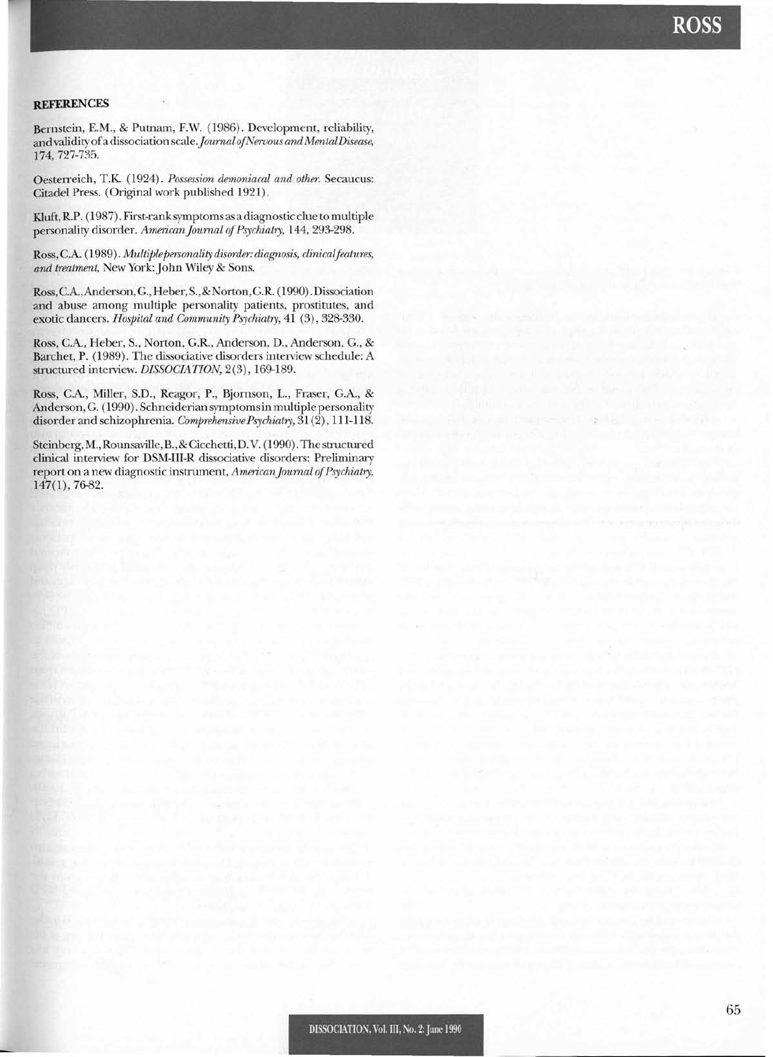**REFERENCES**

Bernstein, E.M., & Putnam, F.W. (1986). Development, reliability, and validity of a dissociation scale. *Journal of Nervous and Mental Disease*, 174, 727-735.

Oesterreich, T.K. (1924). *Possession demoniacal and other*. Secaucus: Citadel Press. (Original work published 1921).

Kluft, R.P. (1987). First-rank symptoms as a diagnostic clue to multiple personality disorder. *American Journal of Psychiatry*, 144, 293-298.

Ross, C.A. (1989). *Multiple personality disorder: diagnosis, clinical features, and treatment*, New York: John Wiley & Sons.

Ross, C.A., Anderson, G., Heber, S., & Norton, G.R. (1990). Dissociation and abuse among multiple personality patients, prostitutes, and exotic dancers. *Hospital and Community Psychiatry*, 41 (3), 328-330.

Ross, C.A., Heber, S., Norton, G.R., Anderson, D., Anderson, G., & Barchet, P. (1989). The dissociative disorders interview schedule: A structured interview. *DISSOCIATION*, 2(3), 169-189.

Ross, C.A., Miller, S.D., Reagor, P., Bjornson, L., Fraser, G.A., & Anderson, G. (1990). Schneiderian symptoms in multiple personality disorder and schizophrenia. *Comprehensive Psychiatry*, 31 (2), 111-118.

Steinberg, M., Rounsaville, B., & Cicchetti, D.V. (1990). The structured clinical interview for DSM-III-R dissociative disorders: Preliminary report on a new diagnostic instrument, *American Journal of Psychiatry*, 147(1), 76-82.